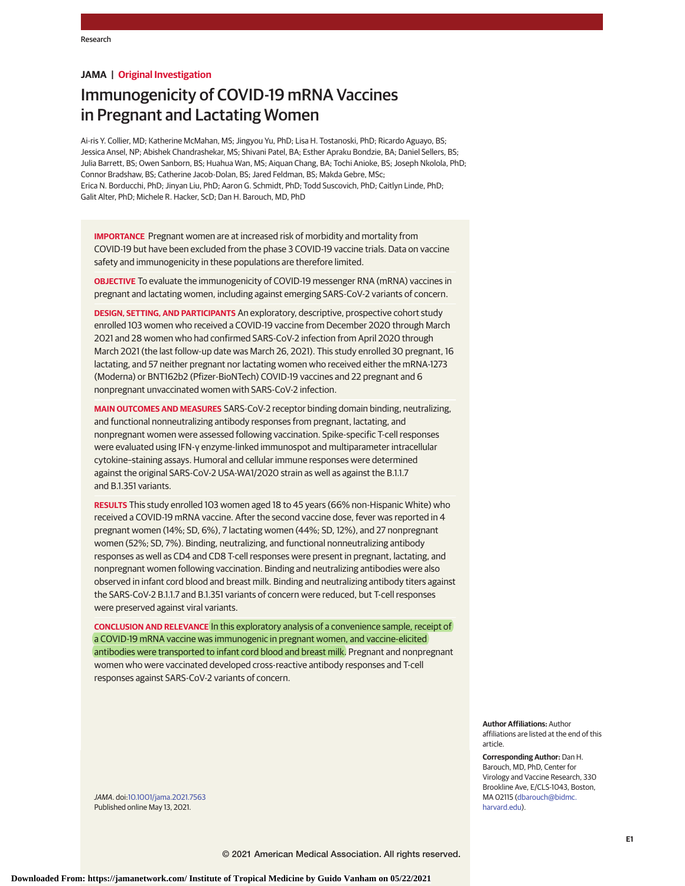JAMA | Original Investigation

# Immunogenicity of COVID-19 mRNA Vaccines in Pregnant and Lactating Women

Ai-ris Y. Collier, MD; Katherine McMahan, MS; Jingyou Yu, PhD; Lisa H. Tostanoski, PhD; Ricardo Aguayo, BS; Jessica Ansel, NP; Abishek Chandrashekar, MS; Shivani Patel, BA; Esther Apraku Bondzie, BA; Daniel Sellers, BS; Julia Barrett, BS; Owen Sanborn, BS; Huahua Wan, MS; Aiquan Chang, BA; Tochi Anioke, BS; Joseph Nkolola, PhD; Connor Bradshaw, BS; Catherine Jacob-Dolan, BS; Jared Feldman, BS; Makda Gebre, MSc; Erica N. Borducchi, PhD; Jinyan Liu, PhD; Aaron G. Schmidt, PhD; Todd Suscovich, PhD; Caitlyn Linde, PhD; Galit Alter, PhD; Michele R. Hacker, ScD; Dan H. Barouch, MD, PhD

**IMPORTANCE** Pregnant women are at increased risk of morbidity and mortality from COVID-19 but have been excluded from the phase 3 COVID-19 vaccine trials. Data on vaccine safety and immunogenicity in these populations are therefore limited.

**OBJECTIVE** To evaluate the immunogenicity of COVID-19 messenger RNA (mRNA) vaccines in pregnant and lactating women, including against emerging SARS-CoV-2 variants of concern.

**DESIGN, SETTING, AND PARTICIPANTS** An exploratory, descriptive, prospective cohort study enrolled 103 women who received a COVID-19 vaccine from December 2020 through March 2021 and 28 women who had confirmed SARS-CoV-2 infection from April 2020 through March 2021 (the last follow-up date was March 26, 2021). This study enrolled 30 pregnant, 16 lactating, and 57 neither pregnant nor lactating women who received either the mRNA-1273 (Moderna) or BNT162b2 (Pfizer-BioNTech) COVID-19 vaccines and 22 pregnant and 6 nonpregnant unvaccinated women with SARS-CoV-2 infection.

**MAIN OUTCOMES AND MEASURES** SARS-CoV-2 receptor binding domain binding, neutralizing, and functional nonneutralizing antibody responses from pregnant, lactating, and nonpregnant women were assessed following vaccination. Spike-specific T-cell responses were evaluated using IFN-γ enzyme-linked immunospot and multiparameter intracellular cytokine–staining assays. Humoral and cellular immune responses were determined against the original SARS-CoV-2 USA-WA1/2020 strain as well as against the B.1.1.7 and B.1.351 variants.

**RESULTS** This study enrolled 103 women aged 18 to 45 years (66% non-Hispanic White) who received a COVID-19 mRNA vaccine. After the second vaccine dose, fever was reported in 4 pregnant women (14%; SD, 6%), 7 lactating women (44%; SD, 12%), and 27 nonpregnant women (52%; SD, 7%). Binding, neutralizing, and functional nonneutralizing antibody responses as well as CD4 and CD8 T-cell responses were present in pregnant, lactating, and nonpregnant women following vaccination. Binding and neutralizing antibodies were also observed in infant cord blood and breast milk. Binding and neutralizing antibody titers against the SARS-CoV-2 B.1.1.7 and B.1.351 variants of concern were reduced, but T-cell responses were preserved against viral variants.

**CONCLUSION AND RELEVANCE** In this exploratory analysis of a convenience sample, receipt of a COVID-19 mRNA vaccine was immunogenic in pregnant women, and vaccine-elicited antibodies were transported to infant cord blood and breast milk. Pregnant and nonpregnant women who were vaccinated developed cross-reactive antibody responses and T-cell responses against SARS-CoV-2 variants of concern.

*JAMA*. doi:10.1001/jama.2021.7563
Published online May 13, 2021.

**Author Affiliations:** Author affiliations are listed at the end of this article.

**Corresponding Author:** Dan H. Barouch, MD, PhD, Center for Virology and Vaccine Research, 330 Brookline Ave, E/CLS-1043, Boston, MA 02115 (dbarouch@bidmc.harvard.edu).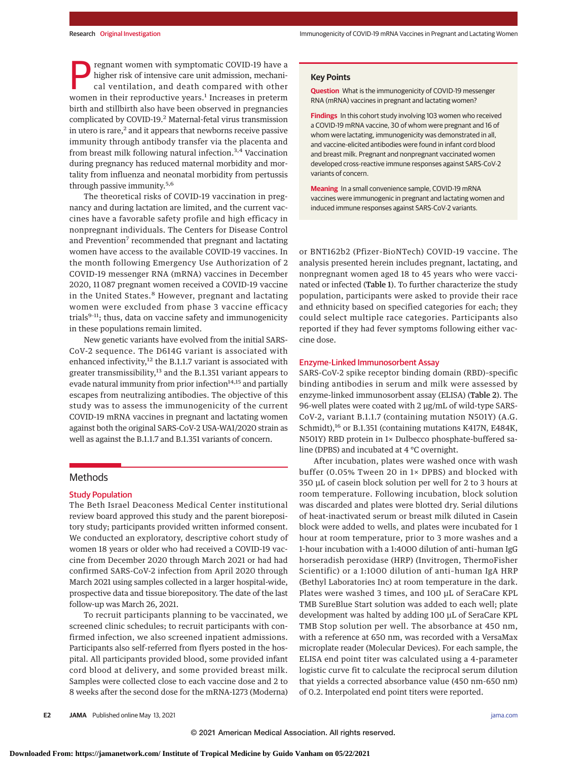Pregnant women with symptomatic COVID-19 have a higher risk of intensive care unit admission, mechanical ventilation, and death compared with other women in their reproductive years.[1] Increases in preterm birth and stillbirth also have been observed in pregnancies complicated by COVID-19.[2] Maternal-fetal virus transmission in utero is rare,[2] and it appears that newborns receive passive immunity through antibody transfer via the placenta and from breast milk following natural infection.[3,4] Vaccination during pregnancy has reduced maternal morbidity and mortality from influenza and neonatal morbidity from pertussis through passive immunity.[5,6]

The theoretical risks of COVID-19 vaccination in pregnancy and during lactation are limited, and the current vaccines have a favorable safety profile and high efficacy in nonpregnant individuals. The Centers for Disease Control and Prevention[7] recommended that pregnant and lactating women have access to the available COVID-19 vaccines. In the month following Emergency Use Authorization of 2 COVID-19 messenger RNA (mRNA) vaccines in December 2020, 11 087 pregnant women received a COVID-19 vaccine in the United States.[8] However, pregnant and lactating women were excluded from phase 3 vaccine efficacy trials[9-11]; thus, data on vaccine safety and immunogenicity in these populations remain limited.

New genetic variants have evolved from the initial SARS-CoV-2 sequence. The D614G variant is associated with enhanced infectivity,[12] the B.1.1.7 variant is associated with greater transmissibility,[13] and the B.1.351 variant appears to evade natural immunity from prior infection[14,15] and partially escapes from neutralizing antibodies. The objective of this study was to assess the immunogenicity of the current COVID-19 mRNA vaccines in pregnant and lactating women against both the original SARS-CoV-2 USA-WA1/2020 strain as well as against the B.1.1.7 and B.1.351 variants of concern.

> **Key Points**
>
> **Question** What is the immunogenicity of COVID-19 messenger RNA (mRNA) vaccines in pregnant and lactating women?
>
> **Findings** In this cohort study involving 103 women who received a COVID-19 mRNA vaccine, 30 of whom were pregnant and 16 of whom were lactating, immunogenicity was demonstrated in all, and vaccine-elicited antibodies were found in infant cord blood and breast milk. Pregnant and nonpregnant vaccinated women developed cross-reactive immune responses against SARS-CoV-2 variants of concern.
>
> **Meaning** In a small convenience sample, COVID-19 mRNA vaccines were immunogenic in pregnant and lactating women and induced immune responses against SARS-CoV-2 variants.

## Methods

### Study Population

The Beth Israel Deaconess Medical Center institutional review board approved this study and the parent biorepository study; participants provided written informed consent. We conducted an exploratory, descriptive cohort study of women 18 years or older who had received a COVID-19 vaccine from December 2020 through March 2021 or had had confirmed SARS-CoV-2 infection from April 2020 through March 2021 using samples collected in a larger hospital-wide, prospective data and tissue biorepository. The date of the last follow-up was March 26, 2021.

To recruit participants planning to be vaccinated, we screened clinic schedules; to recruit participants with confirmed infection, we also screened inpatient admissions. Participants also self-referred from flyers posted in the hospital. All participants provided blood, some provided infant cord blood at delivery, and some provided breast milk. Samples were collected close to each vaccine dose and 2 to 8 weeks after the second dose for the mRNA-1273 (Moderna) or BNT162b2 (Pfizer-BioNTech) COVID-19 vaccine. The analysis presented herein includes pregnant, lactating, and nonpregnant women aged 18 to 45 years who were vaccinated or infected (**Table 1**). To further characterize the study population, participants were asked to provide their race and ethnicity based on specified categories for each; they could select multiple race categories. Participants also reported if they had fever symptoms following either vaccine dose.

### Enzyme-Linked Immunosorbent Assay

SARS-CoV-2 spike receptor binding domain (RBD)-specific binding antibodies in serum and milk were assessed by enzyme-linked immunosorbent assay (ELISA) (**Table 2**). The 96-well plates were coated with 2 μg/mL of wild-type SARS-CoV-2, variant B.1.1.7 (containing mutation N501Y) (A.G. Schmidt),[16] or B.1.351 (containing mutations K417N, E484K, N501Y) RBD protein in 1× Dulbecco phosphate-buffered saline (DPBS) and incubated at 4 °C overnight.

After incubation, plates were washed once with wash buffer (0.05% Tween 20 in 1× DPBS) and blocked with 350 μL of casein block solution per well for 2 to 3 hours at room temperature. Following incubation, block solution was discarded and plates were blotted dry. Serial dilutions of heat-inactivated serum or breast milk diluted in Casein block were added to wells, and plates were incubated for 1 hour at room temperature, prior to 3 more washes and a 1-hour incubation with a 1:4000 dilution of anti-human IgG horseradish peroxidase (HRP) (Invitrogen, ThermoFisher Scientific) or a 1:1000 dilution of anti-human IgA HRP (Bethyl Laboratories Inc) at room temperature in the dark. Plates were washed 3 times, and 100 μL of SeraCare KPL TMB SureBlue Start solution was added to each well; plate development was halted by adding 100 μL of SeraCare KPL TMB Stop solution per well. The absorbance at 450 nm, with a reference at 650 nm, was recorded with a VersaMax microplate reader (Molecular Devices). For each sample, the ELISA end point titer was calculated using a 4-parameter logistic curve fit to calculate the reciprocal serum dilution that yields a corrected absorbance value (450 nm-650 nm) of 0.2. Interpolated end point titers were reported.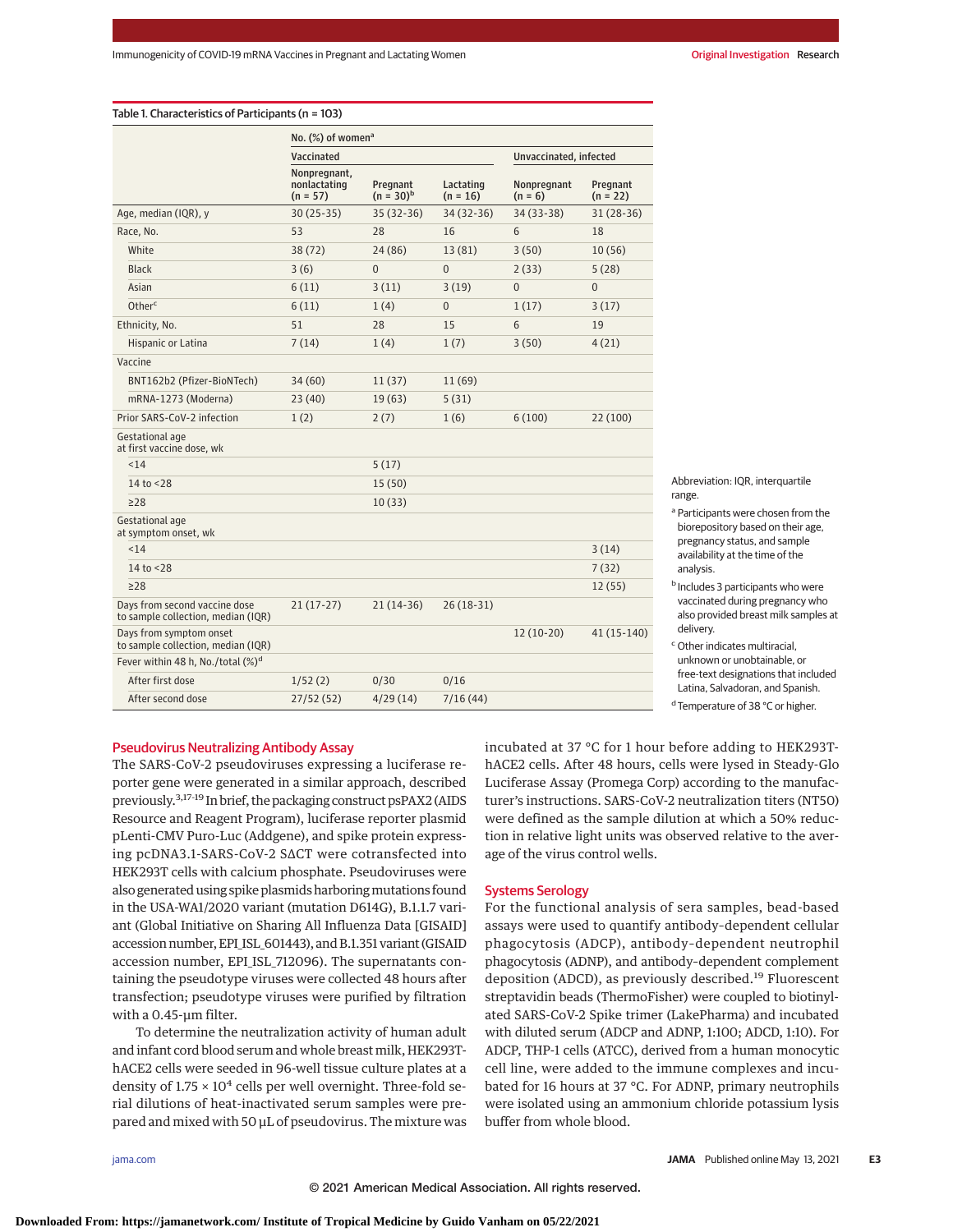Table 1. Characteristics of Participants (n = 103)

| | No. (%) of women[a] | | | | |
|---|---|---|---|---|---|
| | Vaccinated | | | Unvaccinated, infected | |
| | Nonpregnant, nonlactating (n = 57) | Pregnant (n = 30)[b] | Lactating (n = 16) | Nonpregnant (n = 6) | Pregnant (n = 22) |
| Age, median (IQR), y | 30 (25-35) | 35 (32-36) | 34 (32-36) | 34 (33-38) | 31 (28-36) |
| Race, No. | 53 | 28 | 16 | 6 | 18 |
| White | 38 (72) | 24 (86) | 13 (81) | 3 (50) | 10 (56) |
| Black | 3 (6) | 0 | 0 | 2 (33) | 5 (28) |
| Asian | 6 (11) | 3 (11) | 3 (19) | 0 | 0 |
| Other[c] | 6 (11) | 1 (4) | 0 | 1 (17) | 3 (17) |
| Ethnicity, No. | 51 | 28 | 15 | 6 | 19 |
| Hispanic or Latina | 7 (14) | 1 (4) | 1 (7) | 3 (50) | 4 (21) |
| Vaccine | | | | | |
| BNT162b2 (Pfizer-BioNTech) | 34 (60) | 11 (37) | 11 (69) | | |
| mRNA-1273 (Moderna) | 23 (40) | 19 (63) | 5 (31) | | |
| Prior SARS-CoV-2 infection | 1 (2) | 2 (7) | 1 (6) | 6 (100) | 22 (100) |
| Gestational age at first vaccine dose, wk | | | | | |
| <14 | | 5 (17) | | | |
| 14 to <28 | | 15 (50) | | | |
| ≥28 | | 10 (33) | | | |
| Gestational age at symptom onset, wk | | | | | |
| <14 | | | | | 3 (14) |
| 14 to <28 | | | | | 7 (32) |
| ≥28 | | | | | 12 (55) |
| Days from second vaccine dose to sample collection, median (IQR) | 21 (17-27) | 21 (14-36) | 26 (18-31) | | |
| Days from symptom onset to sample collection, median (IQR) | | | | 12 (10-20) | 41 (15-140) |
| Fever within 48 h, No./total (%)[d] | | | | | |
| After first dose | 1/52 (2) | 0/30 | 0/16 | | |
| After second dose | 27/52 (52) | 4/29 (14) | 7/16 (44) | | |

Abbreviation: IQR, interquartile range.

[a] Participants were chosen from the biorepository based on their age, pregnancy status, and sample availability at the time of the analysis.

[b] Includes 3 participants who were vaccinated during pregnancy who also provided breast milk samples at delivery.

[c] Other indicates multiracial, unknown or unobtainable, or free-text designations that included Latina, Salvadoran, and Spanish.

[d] Temperature of 38 °C or higher.

## Pseudovirus Neutralizing Antibody Assay

The SARS-CoV-2 pseudoviruses expressing a luciferase reporter gene were generated in a similar approach, described previously.[3,17-19] In brief, the packaging construct psPAX2 (AIDS Resource and Reagent Program), luciferase reporter plasmid pLenti-CMV Puro-Luc (Addgene), and spike protein expressing pcDNA3.1-SARS-CoV-2 SΔCT were cotransfected into HEK293T cells with calcium phosphate. Pseudoviruses were also generated using spike plasmids harboring mutations found in the USA-WA1/2020 variant (mutation D614G), B.1.1.7 variant (Global Initiative on Sharing All Influenza Data [GISAID] accession number, EPI_ISL_601443), and B.1.351 variant (GISAID accession number, EPI_ISL_712096). The supernatants containing the pseudotype viruses were collected 48 hours after transfection; pseudotype viruses were purified by filtration with a 0.45-µm filter.

To determine the neutralization activity of human adult and infant cord blood serum and whole breast milk, HEK293T-hACE2 cells were seeded in 96-well tissue culture plates at a density of $1.75 \times 10^4$ cells per well overnight. Three-fold serial dilutions of heat-inactivated serum samples were prepared and mixed with 50 µL of pseudovirus. The mixture was incubated at 37 °C for 1 hour before adding to HEK293T-hACE2 cells. After 48 hours, cells were lysed in Steady-Glo Luciferase Assay (Promega Corp) according to the manufacturer's instructions. SARS-CoV-2 neutralization titers (NT50) were defined as the sample dilution at which a 50% reduction in relative light units was observed relative to the average of the virus control wells.

## Systems Serology

For the functional analysis of sera samples, bead-based assays were used to quantify antibody-dependent cellular phagocytosis (ADCP), antibody-dependent neutrophil phagocytosis (ADNP), and antibody-dependent complement deposition (ADCD), as previously described.[19] Fluorescent streptavidin beads (ThermoFisher) were coupled to biotinylated SARS-CoV-2 Spike trimer (LakePharma) and incubated with diluted serum (ADCP and ADNP, 1:100; ADCD, 1:10). For ADCP, THP-1 cells (ATCC), derived from a human monocytic cell line, were added to the immune complexes and incubated for 16 hours at 37 °C. For ADNP, primary neutrophils were isolated using an ammonium chloride potassium lysis buffer from whole blood.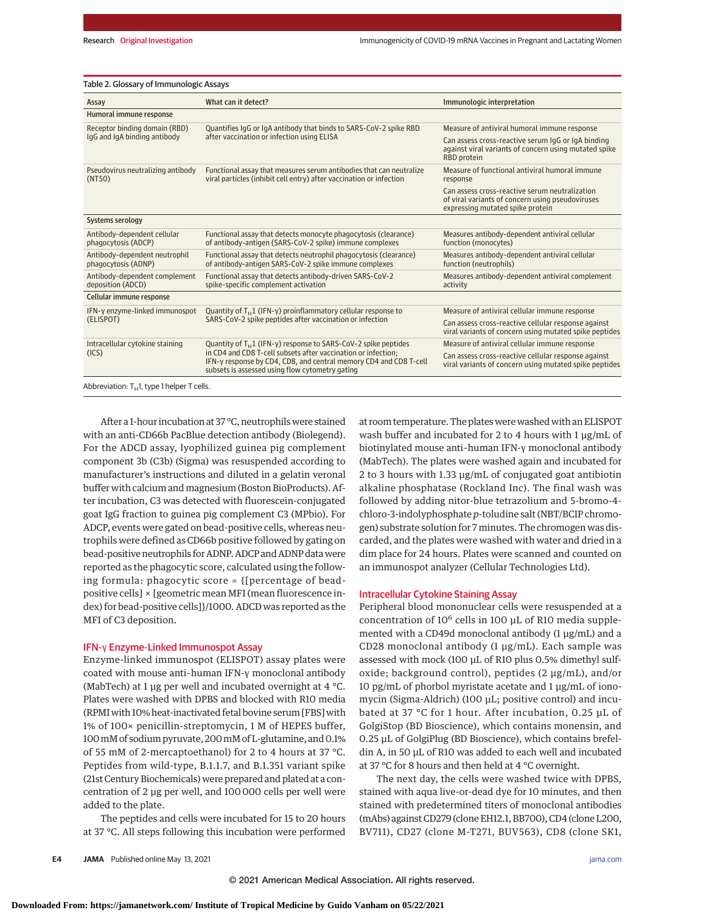Table 2. Glossary of Immunologic Assays

| Assay | What can it detect? | Immunologic interpretation |
|---|---|---|
| **Humoral immune response** | | |
| Receptor binding domain (RBD) IgG and IgA binding antibody | Quantifies IgG or IgA antibody that binds to SARS-CoV-2 spike RBD after vaccination or infection using ELISA | Measure of antiviral humoral immune response<br>Can assess cross-reactive serum IgG or IgA binding against viral variants of concern using mutated spike RBD protein |
| Pseudovirus neutralizing antibody (NT50) | Functional assay that measures serum antibodies that can neutralize viral particles (inhibit cell entry) after vaccination or infection | Measure of functional antiviral humoral immune response<br>Can assess cross-reactive serum neutralization of viral variants of concern using pseudoviruses expressing mutated spike protein |
| **Systems serology** | | |
| Antibody-dependent cellular phagocytosis (ADCP) | Functional assay that detects monocyte phagocytosis (clearance) of antibody-antigen (SARS-CoV-2 spike) immune complexes | Measures antibody-dependent antiviral cellular function (monocytes) |
| Antibody-dependent neutrophil phagocytosis (ADNP) | Functional assay that detects neutrophil phagocytosis (clearance) of antibody-antigen SARS-CoV-2 spike immune complexes | Measures antibody-dependent antiviral cellular function (neutrophils) |
| Antibody-dependent complement deposition (ADCD) | Functional assay that detects antibody-driven SARS-CoV-2 spike-specific complement activation | Measures antibody-dependent antiviral complement activity |
| **Cellular immune response** | | |
| IFN-γ enzyme-linked immunospot (ELISPOT) | Quantity of $T_H1$ (IFN-γ) proinflammatory cellular response to SARS-CoV-2 spike peptides after vaccination or infection | Measure of antiviral cellular immune response<br>Can assess cross-reactive cellular response against viral variants of concern using mutated spike peptides |
| Intracellular cytokine staining (ICS) | Quantity of $T_H1$ (IFN-γ) response to SARS-CoV-2 spike peptides in CD4 and CD8 T-cell subsets after vaccination or infection; IFN-γ response by CD4, CD8, and central memory CD4 and CD8 T-cell subsets is assessed using flow cytometry gating | Measure of antiviral cellular immune response<br>Can assess cross-reactive cellular response against viral variants of concern using mutated spike peptides |

Abbreviation: $T_H1$, type 1 helper T cells.

After a 1-hour incubation at 37 °C, neutrophils were stained with an anti-CD66b PacBlue detection antibody (Biolegend). For the ADCD assay, lyophilized guinea pig complement component 3b (C3b) (Sigma) was resuspended according to manufacturer's instructions and diluted in a gelatin veronal buffer with calcium and magnesium (Boston BioProducts). After incubation, C3 was detected with fluorescein-conjugated goat IgG fraction to guinea pig complement C3 (MPbio). For ADCP, events were gated on bead-positive cells, whereas neutrophils were defined as CD66b positive followed by gating on bead-positive neutrophils for ADNP. ADCP and ADNP data were reported as the phagocytic score, calculated using the following formula: phagocytic score = {[percentage of bead-positive cells] × [geometric mean MFI (mean fluorescence index) for bead-positive cells]}/1000. ADCD was reported as the MFI of C3 deposition.

## IFN-γ Enzyme-Linked Immunospot Assay

Enzyme-linked immunospot (ELISPOT) assay plates were coated with mouse anti–human IFN-γ monoclonal antibody (MabTech) at 1 µg per well and incubated overnight at 4 °C. Plates were washed with DPBS and blocked with R10 media (RPMI with 10% heat-inactivated fetal bovine serum [FBS] with 1% of 100× penicillin-streptomycin, 1 M of HEPES buffer, 100 mM of sodium pyruvate, 200 mM of L-glutamine, and 0.1% of 55 mM of 2-mercaptoethanol) for 2 to 4 hours at 37 °C. Peptides from wild-type, B.1.1.7, and B.1.351 variant spike (21st Century Biochemicals) were prepared and plated at a concentration of 2 µg per well, and 100 000 cells per well were added to the plate.

The peptides and cells were incubated for 15 to 20 hours at 37 °C. All steps following this incubation were performed at room temperature. The plates were washed with an ELISPOT wash buffer and incubated for 2 to 4 hours with 1 µg/mL of biotinylated mouse anti–human IFN-γ monoclonal antibody (MabTech). The plates were washed again and incubated for 2 to 3 hours with 1.33 µg/mL of conjugated goat antibiotin alkaline phosphatase (Rockland Inc). The final wash was followed by adding nitor-blue tetrazolium and 5-bromo-4-chloro-3-indolyphosphate *p*-toludine salt (NBT/BCIP chromogen) substrate solution for 7 minutes. The chromogen was discarded, and the plates were washed with water and dried in a dim place for 24 hours. Plates were scanned and counted on an immunospot analyzer (Cellular Technologies Ltd).

## Intracellular Cytokine Staining Assay

Peripheral blood mononuclear cells were resuspended at a concentration of $10^6$ cells in 100 µL of R10 media supplemented with a CD49d monoclonal antibody (1 µg/mL) and a CD28 monoclonal antibody (1 µg/mL). Each sample was assessed with mock (100 µL of R10 plus 0.5% dimethyl sulfoxide; background control), peptides (2 µg/mL), and/or 10 pg/mL of phorbol myristate acetate and 1 µg/mL of ionomycin (Sigma-Aldrich) (100 µL; positive control) and incubated at 37 °C for 1 hour. After incubation, 0.25 µL of GolgiStop (BD Bioscience), which contains monensin, and 0.25 µL of GolgiPlug (BD Bioscience), which contains brefeldin A, in 50 µL of R10 was added to each well and incubated at 37 °C for 8 hours and then held at 4 °C overnight.

The next day, the cells were washed twice with DPBS, stained with aqua live-or-dead dye for 10 minutes, and then stained with predetermined titers of monoclonal antibodies (mAbs) against CD279 (clone EH12.1, BB700), CD4 (clone L200, BV711), CD27 (clone M-T271, BUV563), CD8 (clone SK1,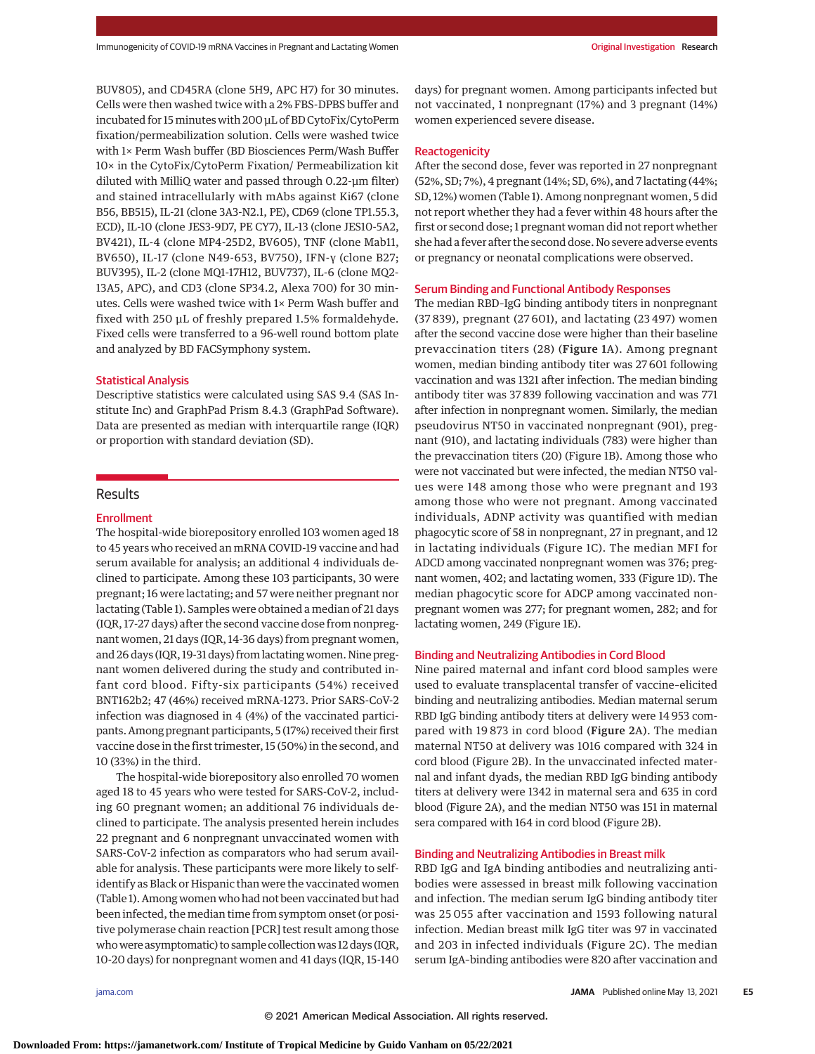BUV805), and CD45RA (clone 5H9, APC H7) for 30 minutes. Cells were then washed twice with a 2% FBS-DPBS buffer and incubated for 15 minutes with 200 µL of BD CytoFix/CytoPerm fixation/permeabilization solution. Cells were washed twice with 1× Perm Wash buffer (BD Biosciences Perm/Wash Buffer 10× in the CytoFix/CytoPerm Fixation/ Permeabilization kit diluted with MilliQ water and passed through 0.22-µm filter) and stained intracellularly with mAbs against Ki67 (clone B56, BB515), IL-21 (clone 3A3-N2.1, PE), CD69 (clone TP1.55.3, ECD), IL-10 (clone JES3-9D7, PE CY7), IL-13 (clone JES10-5A2, BV421), IL-4 (clone MP4-25D2, BV605), TNF (clone Mab11, BV650), IL-17 (clone N49-653, BV750), IFN-γ (clone B27; BUV395), IL-2 (clone MQ1-17H12, BUV737), IL-6 (clone MQ2-13A5, APC), and CD3 (clone SP34.2, Alexa 700) for 30 minutes. Cells were washed twice with 1× Perm Wash buffer and fixed with 250 µL of freshly prepared 1.5% formaldehyde. Fixed cells were transferred to a 96-well round bottom plate and analyzed by BD FACSymphony system.

### Statistical Analysis

Descriptive statistics were calculated using SAS 9.4 (SAS Institute Inc) and GraphPad Prism 8.4.3 (GraphPad Software). Data are presented as median with interquartile range (IQR) or proportion with standard deviation (SD).

## Results

### Enrollment

The hospital-wide biorepository enrolled 103 women aged 18 to 45 years who received an mRNA COVID-19 vaccine and had serum available for analysis; an additional 4 individuals declined to participate. Among these 103 participants, 30 were pregnant; 16 were lactating; and 57 were neither pregnant nor lactating (Table 1). Samples were obtained a median of 21 days (IQR, 17-27 days) after the second vaccine dose from nonpregnant women, 21 days (IQR, 14-36 days) from pregnant women, and 26 days (IQR, 19-31 days) from lactating women. Nine pregnant women delivered during the study and contributed infant cord blood. Fifty-six participants (54%) received BNT162b2; 47 (46%) received mRNA-1273. Prior SARS-CoV-2 infection was diagnosed in 4 (4%) of the vaccinated participants. Among pregnant participants, 5 (17%) received their first vaccine dose in the first trimester, 15 (50%) in the second, and 10 (33%) in the third.

The hospital-wide biorepository also enrolled 70 women aged 18 to 45 years who were tested for SARS-CoV-2, including 60 pregnant women; an additional 76 individuals declined to participate. The analysis presented herein includes 22 pregnant and 6 nonpregnant unvaccinated women with SARS-CoV-2 infection as comparators who had serum available for analysis. These participants were more likely to self-identify as Black or Hispanic than were the vaccinated women (Table 1). Among women who had not been vaccinated but had been infected, the median time from symptom onset (or positive polymerase chain reaction [PCR] test result among those who were asymptomatic) to sample collection was 12 days (IQR, 10-20 days) for nonpregnant women and 41 days (IQR, 15-140 days) for pregnant women. Among participants infected but not vaccinated, 1 nonpregnant (17%) and 3 pregnant (14%) women experienced severe disease.

### Reactogenicity

After the second dose, fever was reported in 27 nonpregnant (52%, SD; 7%), 4 pregnant (14%; SD, 6%), and 7 lactating (44%; SD, 12%) women (Table 1). Among nonpregnant women, 5 did not report whether they had a fever within 48 hours after the first or second dose; 1 pregnant woman did not report whether she had a fever after the second dose. No severe adverse events or pregnancy or neonatal complications were observed.

### Serum Binding and Functional Antibody Responses

The median RBD–IgG binding antibody titers in nonpregnant (37 839), pregnant (27 601), and lactating (23 497) women after the second vaccine dose were higher than their baseline prevaccination titers (28) (**Figure 1**A). Among pregnant women, median binding antibody titer was 27 601 following vaccination and was 1321 after infection. The median binding antibody titer was 37 839 following vaccination and was 771 after infection in nonpregnant women. Similarly, the median pseudovirus NT50 in vaccinated nonpregnant (901), pregnant (910), and lactating individuals (783) were higher than the prevaccination titers (20) (Figure 1B). Among those who were not vaccinated but were infected, the median NT50 values were 148 among those who were pregnant and 193 among those who were not pregnant. Among vaccinated individuals, ADNP activity was quantified with median phagocytic score of 58 in nonpregnant, 27 in pregnant, and 12 in lactating individuals (Figure 1C). The median MFI for ADCD among vaccinated nonpregnant women was 376; pregnant women, 402; and lactating women, 333 (Figure 1D). The median phagocytic score for ADCP among vaccinated nonpregnant women was 277; for pregnant women, 282; and for lactating women, 249 (Figure 1E).

### Binding and Neutralizing Antibodies in Cord Blood

Nine paired maternal and infant cord blood samples were used to evaluate transplacental transfer of vaccine-elicited binding and neutralizing antibodies. Median maternal serum RBD IgG binding antibody titers at delivery were 14 953 compared with 19 873 in cord blood (**Figure 2**A). The median maternal NT50 at delivery was 1016 compared with 324 in cord blood (Figure 2B). In the unvaccinated infected maternal and infant dyads, the median RBD IgG binding antibody titers at delivery were 1342 in maternal sera and 635 in cord blood (Figure 2A), and the median NT50 was 151 in maternal sera compared with 164 in cord blood (Figure 2B).

### Binding and Neutralizing Antibodies in Breast milk

RBD IgG and IgA binding antibodies and neutralizing antibodies were assessed in breast milk following vaccination and infection. The median serum IgG binding antibody titer was 25 055 after vaccination and 1593 following natural infection. Median breast milk IgG titer was 97 in vaccinated and 203 in infected individuals (Figure 2C). The median serum IgA-binding antibodies were 820 after vaccination and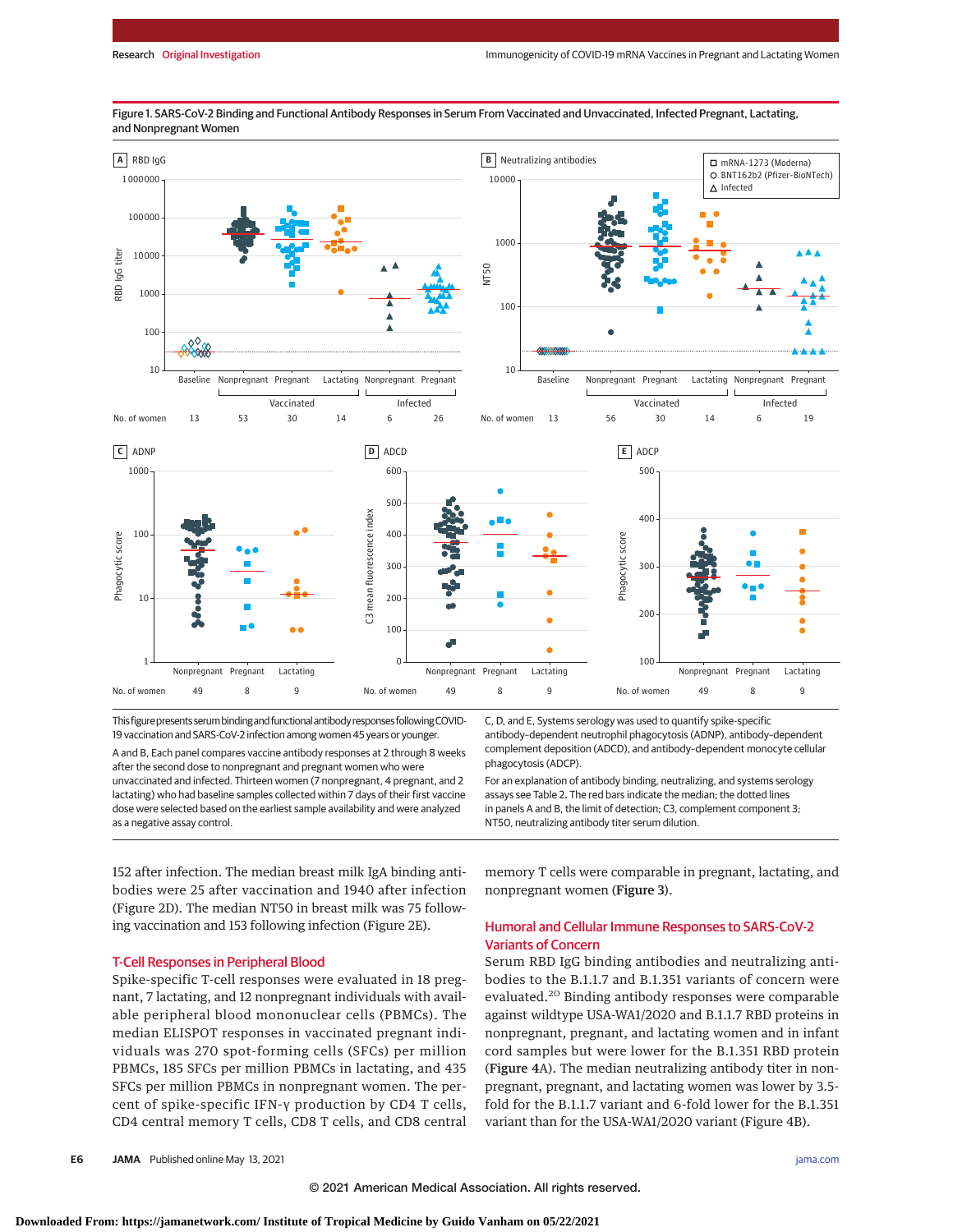Figure 1. SARS-CoV-2 Binding and Functional Antibody Responses in Serum From Vaccinated and Unvaccinated, Infected Pregnant, Lactating, and Nonpregnant Women

This figure presents serum binding and functional antibody responses following COVID-19 vaccination and SARS-CoV-2 infection among women 45 years or younger.

A and B, Each panel compares vaccine antibody responses at 2 through 8 weeks after the second dose to nonpregnant and pregnant women who were unvaccinated and infected. Thirteen women (7 nonpregnant, 4 pregnant, and 2 lactating) who had baseline samples collected within 7 days of their first vaccine dose were selected based on the earliest sample availability and were analyzed as a negative assay control.

C, D, and E, Systems serology was used to quantify spike-specific antibody-dependent neutrophil phagocytosis (ADNP), antibody-dependent complement deposition (ADCD), and antibody-dependent monocyte cellular phagocytosis (ADCP).

For an explanation of antibody binding, neutralizing, and systems serology assays see Table 2. The red bars indicate the median; the dotted lines in panels A and B, the limit of detection; C3, complement component 3; NT50, neutralizing antibody titer serum dilution.

152 after infection. The median breast milk IgA binding antibodies were 25 after vaccination and 1940 after infection (Figure 2D). The median NT50 in breast milk was 75 following vaccination and 153 following infection (Figure 2E).

## T-Cell Responses in Peripheral Blood

Spike-specific T-cell responses were evaluated in 18 pregnant, 7 lactating, and 12 nonpregnant individuals with available peripheral blood mononuclear cells (PBMCs). The median ELISPOT responses in vaccinated pregnant individuals was 270 spot-forming cells (SFCs) per million PBMCs, 185 SFCs per million PBMCs in lactating, and 435 SFCs per million PBMCs in nonpregnant women. The percent of spike-specific IFN-γ production by CD4 T cells, CD4 central memory T cells, CD8 T cells, and CD8 central memory T cells were comparable in pregnant, lactating, and nonpregnant women (Figure 3).

## Humoral and Cellular Immune Responses to SARS-CoV-2 Variants of Concern

Serum RBD IgG binding antibodies and neutralizing antibodies to the B.1.1.7 and B.1.351 variants of concern were evaluated.[20] Binding antibody responses were comparable against wildtype USA-WA1/2020 and B.1.1.7 RBD proteins in nonpregnant, pregnant, and lactating women and in infant cord samples but were lower for the B.1.351 RBD protein (Figure 4A). The median neutralizing antibody titer in nonpregnant, pregnant, and lactating women was lower by 3.5-fold for the B.1.1.7 variant and 6-fold lower for the B.1.351 variant than for the USA-WA1/2020 variant (Figure 4B).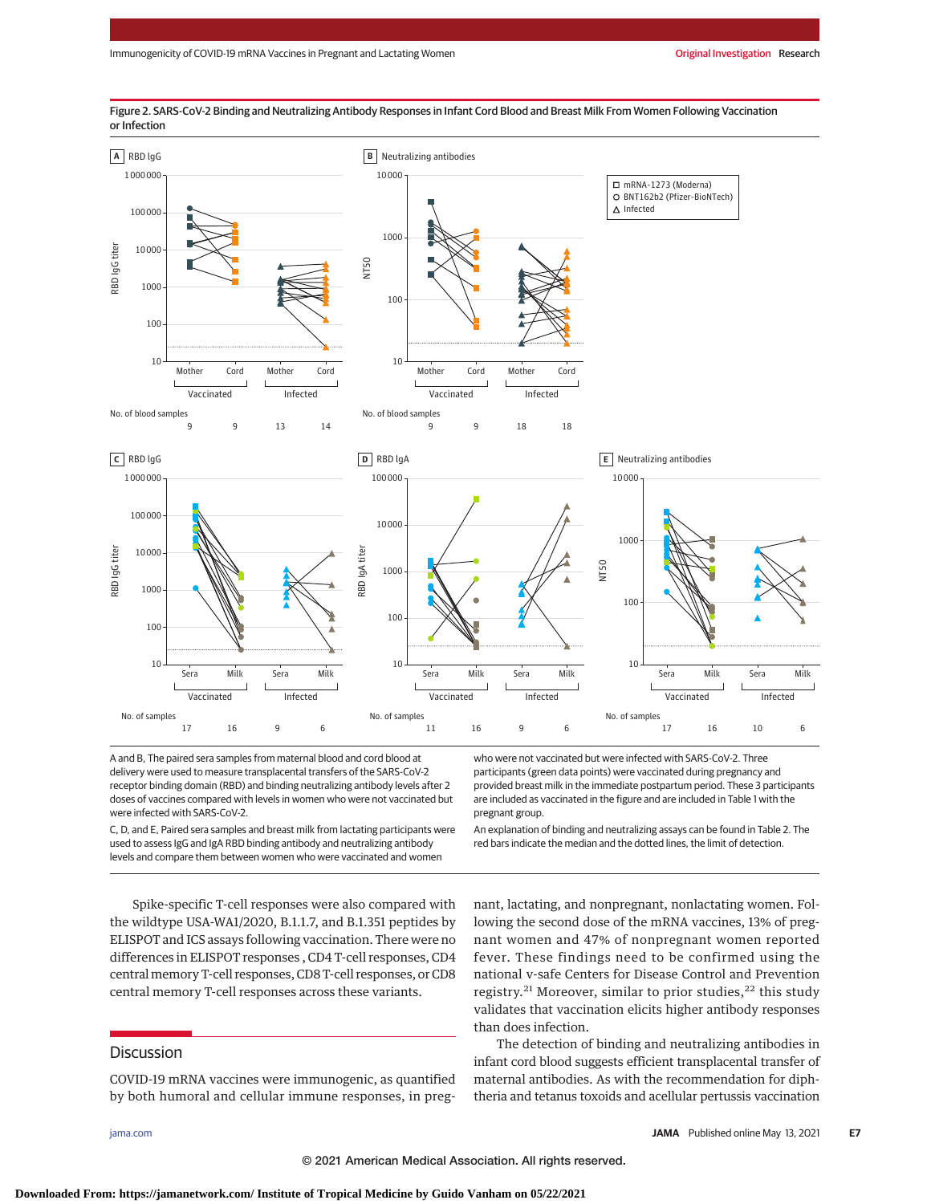Figure 2. SARS-CoV-2 Binding and Neutralizing Antibody Responses in Infant Cord Blood and Breast Milk From Women Following Vaccination or Infection

A and B, The paired sera samples from maternal blood and cord blood at delivery were used to measure transplacental transfers of the SARS-CoV-2 receptor binding domain (RBD) and binding neutralizing antibody levels after 2 doses of vaccines compared with levels in women who were not vaccinated but were infected with SARS-CoV-2.

C, D, and E, Paired sera samples and breast milk from lactating participants were used to assess IgG and IgA RBD binding antibody and neutralizing antibody levels and compare them between women who were vaccinated and women who were not vaccinated but were infected with SARS-CoV-2. Three participants (green data points) were vaccinated during pregnancy and provided breast milk in the immediate postpartum period. These 3 participants are included as vaccinated in the figure and are included in Table 1 with the pregnant group.

An explanation of binding and neutralizing assays can be found in Table 2. The red bars indicate the median and the dotted lines, the limit of detection.

Spike-specific T-cell responses were also compared with the wildtype USA-WA1/2020, B.1.1.7, and B.1.351 peptides by ELISPOT and ICS assays following vaccination. There were no differences in ELISPOT responses , CD4 T-cell responses, CD4 central memory T-cell responses, CD8 T-cell responses, or CD8 central memory T-cell responses across these variants.

## Discussion

COVID-19 mRNA vaccines were immunogenic, as quantified by both humoral and cellular immune responses, in pregnant, lactating, and nonpregnant, nonlactating women. Following the second dose of the mRNA vaccines, 13% of pregnant women and 47% of nonpregnant women reported fever. These findings need to be confirmed using the national v-safe Centers for Disease Control and Prevention registry.[21] Moreover, similar to prior studies,[22] this study validates that vaccination elicits higher antibody responses than does infection.

The detection of binding and neutralizing antibodies in infant cord blood suggests efficient transplacental transfer of maternal antibodies. As with the recommendation for diphtheria and tetanus toxoids and acellular pertussis vaccination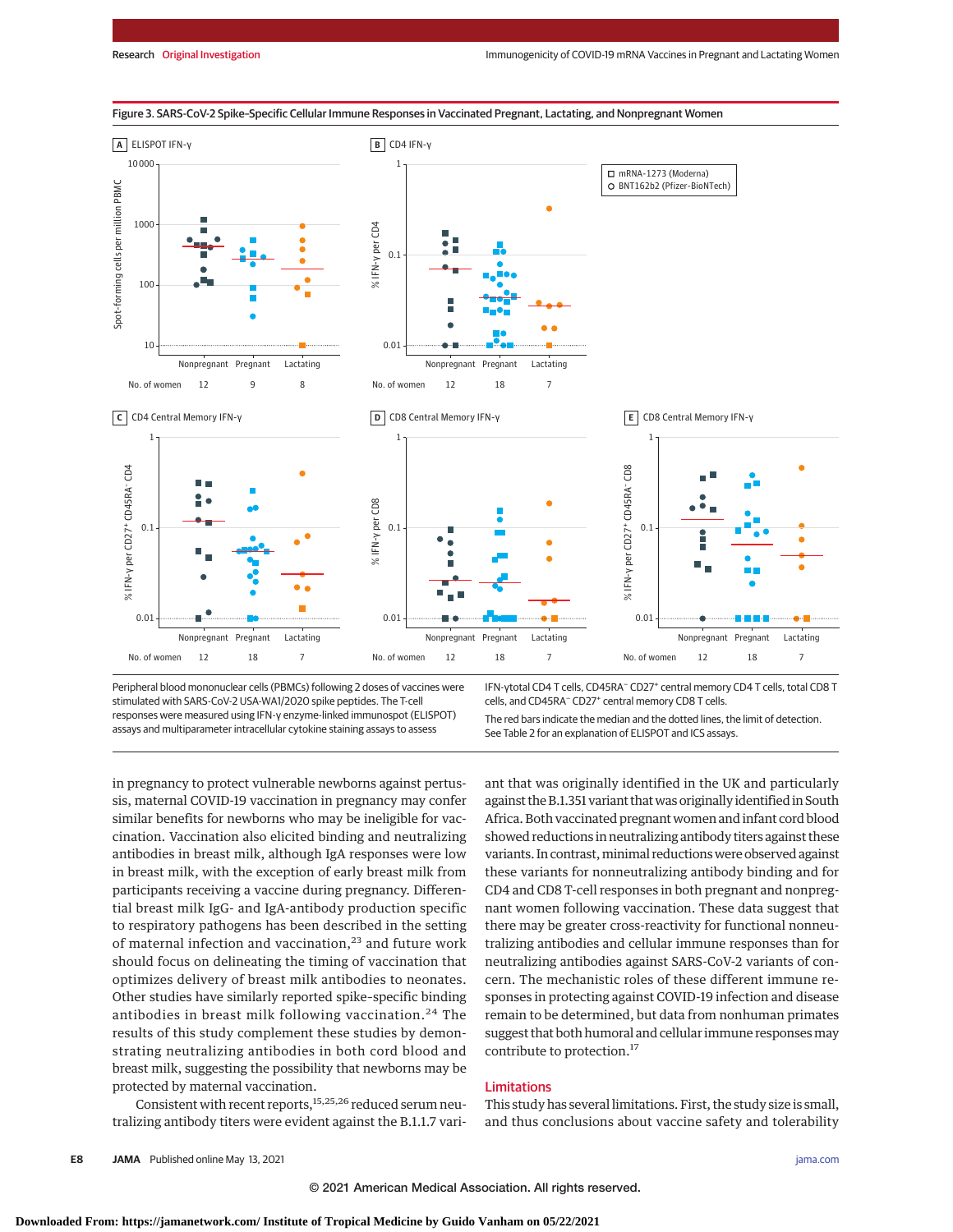Figure 3. SARS-CoV-2 Spike-Specific Cellular Immune Responses in Vaccinated Pregnant, Lactating, and Nonpregnant Women

Peripheral blood mononuclear cells (PBMCs) following 2 doses of vaccines were stimulated with SARS-CoV-2 USA-WA1/2020 spike peptides. The T-cell responses were measured using IFN-γ enzyme-linked immunospot (ELISPOT) assays and multiparameter intracellular cytokine staining assays to assess IFN-γtotal CD4 T cells, CD45RA⁻ CD27⁺ central memory CD4 T cells, total CD8 T cells, and CD45RA⁻ CD27⁺ central memory CD8 T cells.

The red bars indicate the median and the dotted lines, the limit of detection. See Table 2 for an explanation of ELISPOT and ICS assays.

in pregnancy to protect vulnerable newborns against pertussis, maternal COVID-19 vaccination in pregnancy may confer similar benefits for newborns who may be ineligible for vaccination. Vaccination also elicited binding and neutralizing antibodies in breast milk, although IgA responses were low in breast milk, with the exception of early breast milk from participants receiving a vaccine during pregnancy. Differential breast milk IgG- and IgA-antibody production specific to respiratory pathogens has been described in the setting of maternal infection and vaccination,[23] and future work should focus on delineating the timing of vaccination that optimizes delivery of breast milk antibodies to neonates. Other studies have similarly reported spike-specific binding antibodies in breast milk following vaccination.[24] The results of this study complement these studies by demonstrating neutralizing antibodies in both cord blood and breast milk, suggesting the possibility that newborns may be protected by maternal vaccination.

Consistent with recent reports,[15,25,26] reduced serum neutralizing antibody titers were evident against the B.1.1.7 variant that was originally identified in the UK and particularly against the B.1.351 variant that was originally identified in South Africa. Both vaccinated pregnant women and infant cord blood showed reductions in neutralizing antibody titers against these variants. In contrast, minimal reductions were observed against these variants for nonneutralizing antibody binding and for CD4 and CD8 T-cell responses in both pregnant and nonpregnant women following vaccination. These data suggest that there may be greater cross-reactivity for functional nonneutralizing antibodies and cellular immune responses than for neutralizing antibodies against SARS-CoV-2 variants of concern. The mechanistic roles of these different immune responses in protecting against COVID-19 infection and disease remain to be determined, but data from nonhuman primates suggest that both humoral and cellular immune responses may contribute to protection.[17]

## Limitations

This study has several limitations. First, the study size is small, and thus conclusions about vaccine safety and tolerability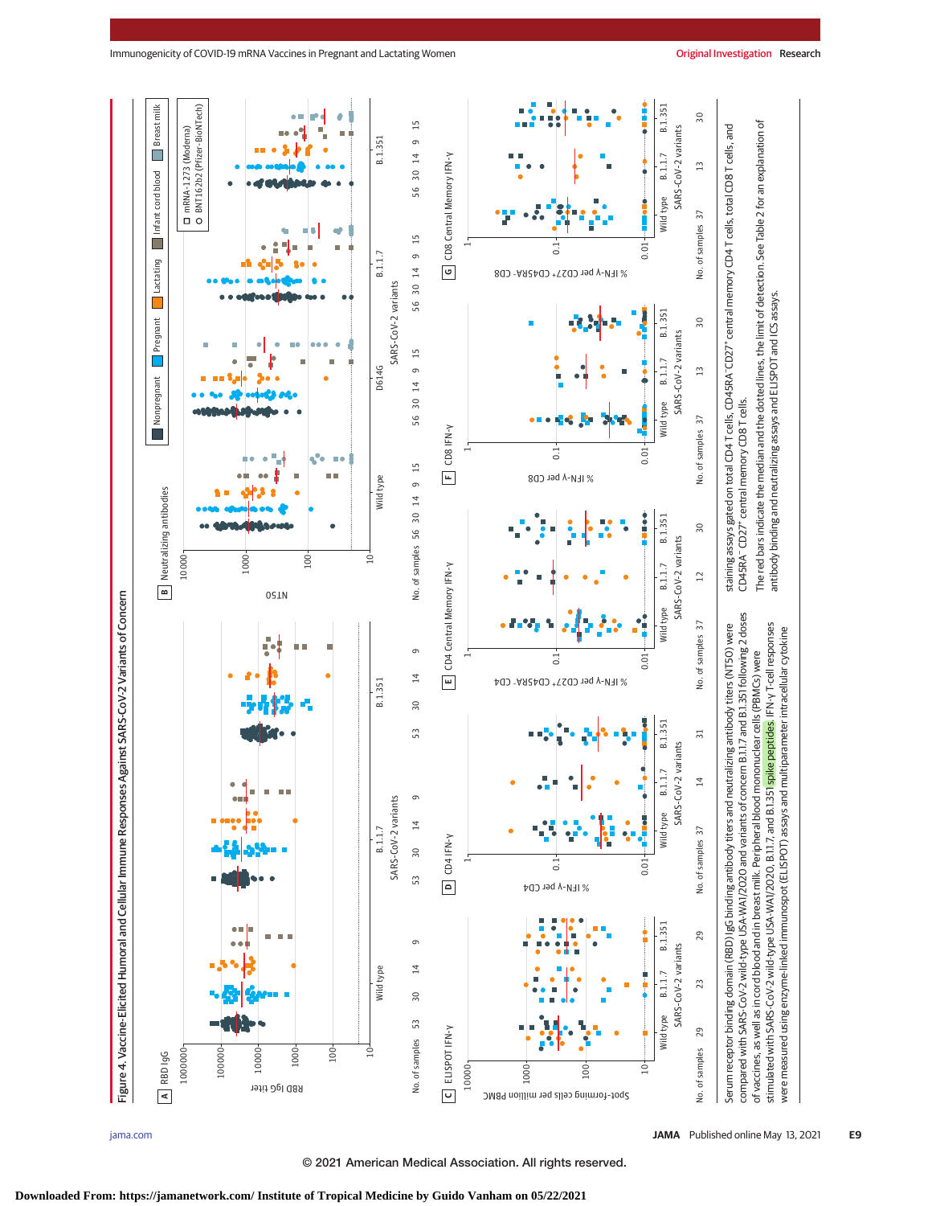## Figure 4. Vaccine-Elicited Humoral and Cellular Immune Responses Against SARS-CoV-2 Variants of Concern

Serum receptor binding domain (RBD) IgG binding antibody titers and neutralizing antibody titers (NT50) were compared with SARS-CoV-2 wild-type USA-WA1/2020 and variants of concern B.1.1.7 and B.1.351 following 2 doses of vaccines, as well as in cord blood and in breast milk. Peripheral blood mononuclear cells (PBMCs) were stimulated with SARS-CoV-2 wild-type USA-WA1/2020, B.1.1.7, and B.1.351 spike peptides. IFN-γ T-cell responses were measured using enzyme-linked immunospot (ELISPOT) assays and multiparameter intracellular cytokine staining assays gated on total CD4 T cells, CD45RA⁻CD27⁺ central memory CD4 T cells, total CD8 T cells, and CD45RA⁻CD27⁺ central memory CD8 T cells.

The red bars indicate the median and the dotted lines, the limit of detection. See Table 2 for an explanation of antibody binding and neutralizing assays and ELISPOT and ICS assays.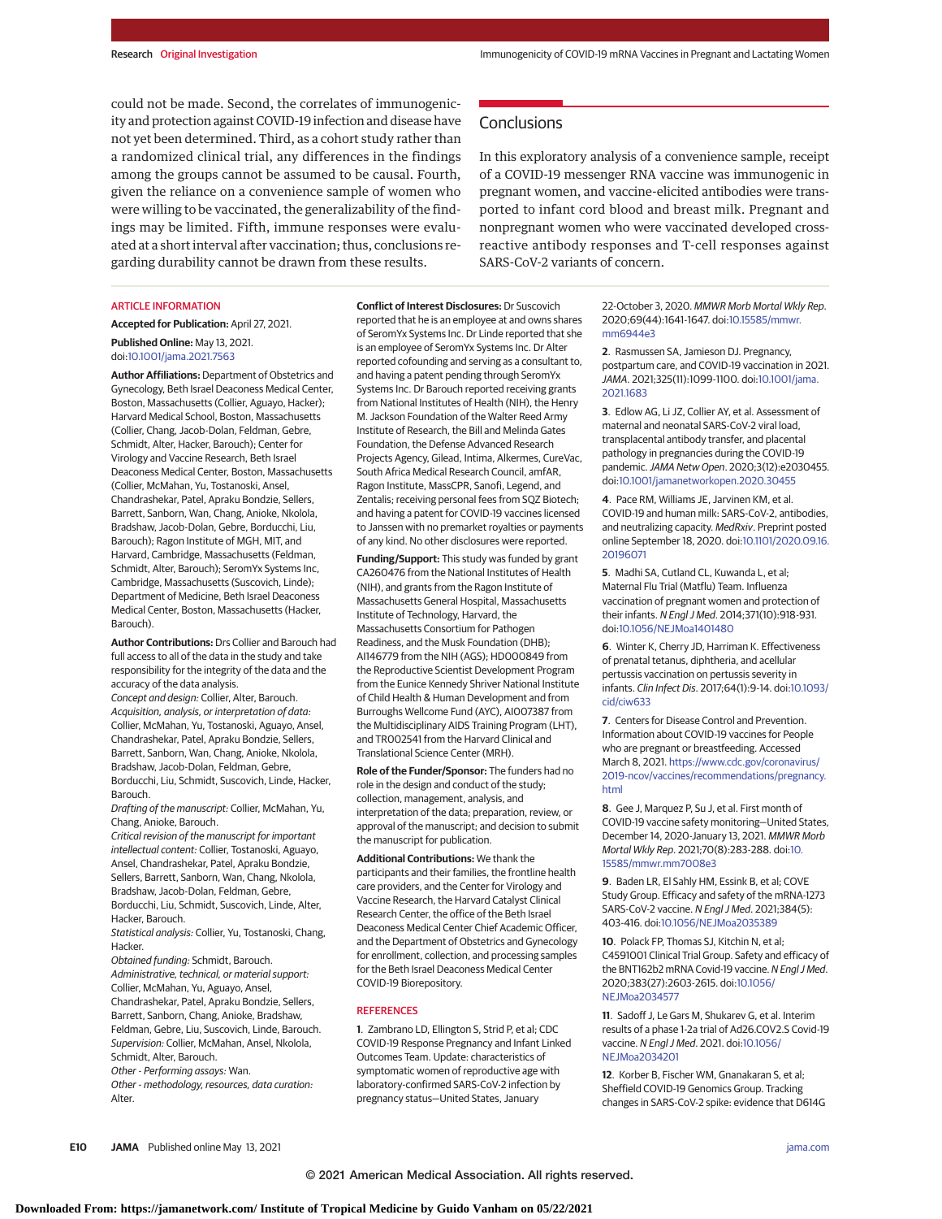could not be made. Second, the correlates of immunogenicity and protection against COVID-19 infection and disease have not yet been determined. Third, as a cohort study rather than a randomized clinical trial, any differences in the findings among the groups cannot be assumed to be causal. Fourth, given the reliance on a convenience sample of women who were willing to be vaccinated, the generalizability of the findings may be limited. Fifth, immune responses were evaluated at a short interval after vaccination; thus, conclusions regarding durability cannot be drawn from these results.

## Conclusions

In this exploratory analysis of a convenience sample, receipt of a COVID-19 messenger RNA vaccine was immunogenic in pregnant women, and vaccine-elicited antibodies were transported to infant cord blood and breast milk. Pregnant and nonpregnant women who were vaccinated developed cross-reactive antibody responses and T-cell responses against SARS-CoV-2 variants of concern.

### ARTICLE INFORMATION

**Accepted for Publication:** April 27, 2021.

**Published Online:** May 13, 2021. doi:10.1001/jama.2021.7563

**Author Affiliations:** Department of Obstetrics and Gynecology, Beth Israel Deaconess Medical Center, Boston, Massachusetts (Collier, Aguayo, Hacker); Harvard Medical School, Boston, Massachusetts (Collier, Chang, Jacob-Dolan, Feldman, Gebre, Schmidt, Alter, Hacker, Barouch); Center for Virology and Vaccine Research, Beth Israel Deaconess Medical Center, Boston, Massachusetts (Collier, McMahan, Yu, Tostanoski, Ansel, Chandrashekar, Patel, Apraku Bondzie, Sellers, Barrett, Sanborn, Wan, Chang, Anioke, Nkolola, Bradshaw, Jacob-Dolan, Gebre, Borducchi, Liu, Barouch); Ragon Institute of MGH, MIT, and Harvard, Cambridge, Massachusetts (Feldman, Schmidt, Alter, Barouch); SeromYx Systems Inc, Cambridge, Massachusetts (Suscovich, Linde); Department of Medicine, Beth Israel Deaconess Medical Center, Boston, Massachusetts (Hacker, Barouch).

**Author Contributions:** Drs Collier and Barouch had full access to all of the data in the study and take responsibility for the integrity of the data and the accuracy of the data analysis.
*Concept and design:* Collier, Alter, Barouch.
*Acquisition, analysis, or interpretation of data:* Collier, McMahan, Yu, Tostanoski, Aguayo, Ansel, Chandrashekar, Patel, Apraku Bondzie, Sellers, Barrett, Sanborn, Wan, Chang, Anioke, Nkolola, Bradshaw, Jacob-Dolan, Feldman, Gebre, Borducchi, Liu, Schmidt, Suscovich, Linde, Hacker, Barouch.
*Drafting of the manuscript:* Collier, McMahan, Yu, Chang, Anioke, Barouch.
*Critical revision of the manuscript for important intellectual content:* Collier, Tostanoski, Aguayo, Ansel, Chandrashekar, Patel, Apraku Bondzie, Sellers, Barrett, Sanborn, Wan, Chang, Nkolola, Bradshaw, Jacob-Dolan, Feldman, Gebre, Borducchi, Liu, Schmidt, Suscovich, Linde, Alter, Hacker, Barouch.
*Statistical analysis:* Collier, Yu, Tostanoski, Chang, Hacker.
*Obtained funding:* Schmidt, Barouch.
*Administrative, technical, or material support:* Collier, McMahan, Yu, Aguayo, Ansel, Chandrashekar, Patel, Apraku Bondzie, Sellers, Barrett, Sanborn, Chang, Anioke, Bradshaw, Feldman, Gebre, Liu, Suscovich, Linde, Barouch.
*Supervision:* Collier, McMahan, Ansel, Nkolola, Schmidt, Alter, Barouch.
*Other - Performing assays:* Wan.
*Other - methodology, resources, data curation:* Alter.

**Conflict of Interest Disclosures:** Dr Suscovich reported that he is an employee at and owns shares of SeromYx Systems Inc. Dr Linde reported that she is an employee of SeromYx Systems Inc. Dr Alter reported cofounding and serving as a consultant to, and having a patent pending through SeromYx Systems Inc. Dr Barouch reported receiving grants from National Institutes of Health (NIH), the Henry M. Jackson Foundation of the Walter Reed Army Institute of Research, the Bill and Melinda Gates Foundation, the Defense Advanced Research Projects Agency, Gilead, Intima, Alkermes, CureVac, South Africa Medical Research Council, amfAR, Ragon Institute, MassCPR, Sanofi, Legend, and Zentalis; receiving personal fees from SQZ Biotech; and having a patent for COVID-19 vaccines licensed to Janssen with no premarket royalties or payments of any kind. No other disclosures were reported.

**Funding/Support:** This study was funded by grant CA260476 from the National Institutes of Health (NIH), and grants from the Ragon Institute of Massachusetts General Hospital, Massachusetts Institute of Technology, Harvard, the Massachusetts Consortium for Pathogen Readiness, and the Musk Foundation (DHB); AI146779 from the NIH (AGS); HD000849 from the Reproductive Scientist Development Program from the Eunice Kennedy Shriver National Institute of Child Health & Human Development and from Burroughs Wellcome Fund (AYC), AI007387 from the Multidisciplinary AIDS Training Program (LHT), and TR002541 from the Harvard Clinical and Translational Science Center (MRH).

**Role of the Funder/Sponsor:** The funders had no role in the design and conduct of the study; collection, management, analysis, and interpretation of the data; preparation, review, or approval of the manuscript; and decision to submit the manuscript for publication.

**Additional Contributions:** We thank the participants and their families, the frontline health care providers, and the Center for Virology and Vaccine Research, the Harvard Catalyst Clinical Research Center, the office of the Beth Israel Deaconess Medical Center Chief Academic Officer, and the Department of Obstetrics and Gynecology for enrollment, collection, and processing samples for the Beth Israel Deaconess Medical Center COVID-19 Biorepository.

### REFERENCES

1. Zambrano LD, Ellington S, Strid P, et al; CDC COVID-19 Response Pregnancy and Infant Linked Outcomes Team. Update: characteristics of symptomatic women of reproductive age with laboratory-confirmed SARS-CoV-2 infection by pregnancy status—United States, January 22-October 3, 2020. *MMWR Morb Mortal Wkly Rep*. 2020;69(44):1641-1647. doi:10.15585/mmwr.mm6944e3

2. Rasmussen SA, Jamieson DJ. Pregnancy, postpartum care, and COVID-19 vaccination in 2021. *JAMA*. 2021;325(11):1099-1100. doi:10.1001/jama.2021.1683

3. Edlow AG, Li JZ, Collier AY, et al. Assessment of maternal and neonatal SARS-CoV-2 viral load, transplacental antibody transfer, and placental pathology in pregnancies during the COVID-19 pandemic. *JAMA Netw Open*. 2020;3(12):e2030455. doi:10.1001/jamanetworkopen.2020.30455

4. Pace RM, Williams JE, Jarvinen KM, et al. COVID-19 and human milk: SARS-CoV-2, antibodies, and neutralizing capacity. *MedRxiv*. Preprint posted online September 18, 2020. doi:10.1101/2020.09.16.20196071

5. Madhi SA, Cutland CL, Kuwanda L, et al; Maternal Flu Trial (Matflu) Team. Influenza vaccination of pregnant women and protection of their infants. *N Engl J Med*. 2014;371(10):918-931. doi:10.1056/NEJMoa1401480

6. Winter K, Cherry JD, Harriman K. Effectiveness of prenatal tetanus, diphtheria, and acellular pertussis vaccination on pertussis severity in infants. *Clin Infect Dis*. 2017;64(1):9-14. doi:10.1093/cid/ciw633

7. Centers for Disease Control and Prevention. Information about COVID-19 vaccines for People who are pregnant or breastfeeding. Accessed March 8, 2021. https://www.cdc.gov/coronavirus/2019-ncov/vaccines/recommendations/pregnancy.html

8. Gee J, Marquez P, Su J, et al. First month of COVID-19 vaccine safety monitoring—United States, December 14, 2020-January 13, 2021. *MMWR Morb Mortal Wkly Rep*. 2021;70(8):283-288. doi:10.15585/mmwr.mm7008e3

9. Baden LR, El Sahly HM, Essink B, et al; COVE Study Group. Efficacy and safety of the mRNA-1273 SARS-CoV-2 vaccine. *N Engl J Med*. 2021;384(5):403-416. doi:10.1056/NEJMoa2035389

10. Polack FP, Thomas SJ, Kitchin N, et al; C4591001 Clinical Trial Group. Safety and efficacy of the BNT162b2 mRNA Covid-19 vaccine. *N Engl J Med*. 2020;383(27):2603-2615. doi:10.1056/NEJMoa2034577

11. Sadoff J, Le Gars M, Shukarev G, et al. Interim results of a phase 1-2a trial of Ad26.COV2.S Covid-19 vaccine. *N Engl J Med*. 2021. doi:10.1056/NEJMoa2034201

12. Korber B, Fischer WM, Gnanakaran S, et al; Sheffield COVID-19 Genomics Group. Tracking changes in SARS-CoV-2 spike: evidence that D614G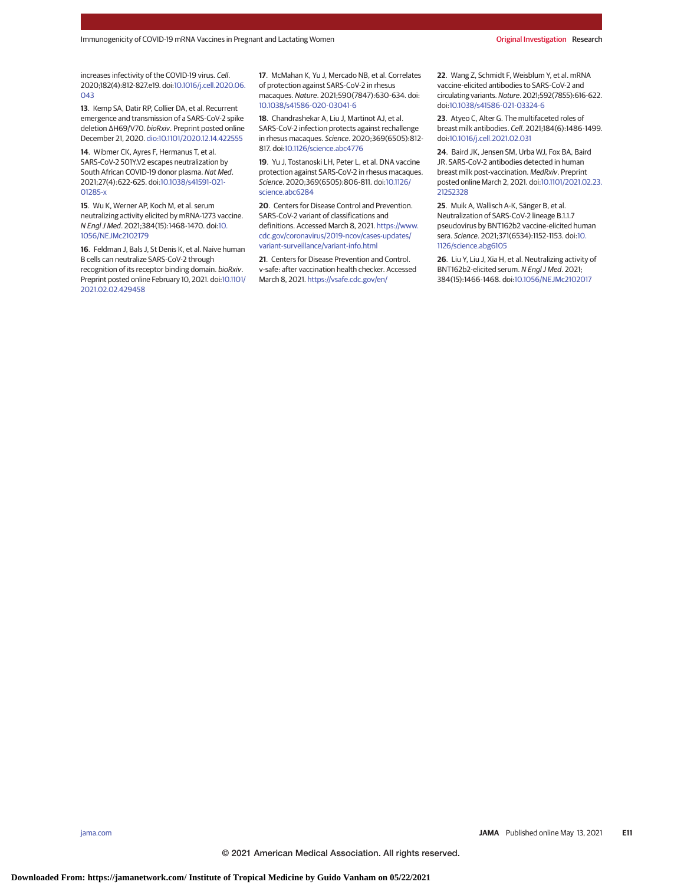increases infectivity of the COVID-19 virus. *Cell*. 2020;182(4):812-827.e19. doi:10.1016/j.cell.2020.06.043

13. Kemp SA, Datir RP, Collier DA, et al. Recurrent emergence and transmission of a SARS-CoV-2 spike deletion ΔH69/V70. *bioRxiv*. Preprint posted online December 21, 2020. dio:10.1101/2020.12.14.422555

14. Wibmer CK, Ayres F, Hermanus T, et al. SARS-CoV-2 501Y.V2 escapes neutralization by South African COVID-19 donor plasma. *Nat Med*. 2021;27(4):622-625. doi:10.1038/s41591-021-01285-x

15. Wu K, Werner AP, Koch M, et al. serum neutralizing activity elicited by mRNA-1273 vaccine. *N Engl J Med*. 2021;384(15):1468-1470. doi:10.1056/NEJMc2102179

16. Feldman J, Bals J, St Denis K, et al. Naive human B cells can neutralize SARS-CoV-2 through recognition of its receptor binding domain. *bioRxiv*. Preprint posted online February 10, 2021. doi:10.1101/2021.02.02.429458

17. McMahan K, Yu J, Mercado NB, et al. Correlates of protection against SARS-CoV-2 in rhesus macaques. *Nature*. 2021;590(7847):630-634. doi:10.1038/s41586-020-03041-6

18. Chandrashekar A, Liu J, Martinot AJ, et al. SARS-CoV-2 infection protects against rechallenge in rhesus macaques. *Science*. 2020;369(6505):812-817. doi:10.1126/science.abc4776

19. Yu J, Tostanoski LH, Peter L, et al. DNA vaccine protection against SARS-CoV-2 in rhesus macaques. *Science*. 2020;369(6505):806-811. doi:10.1126/science.abc6284

20. Centers for Disease Control and Prevention. SARS-CoV-2 variant of classifications and definitions. Accessed March 8, 2021. https://www.cdc.gov/coronavirus/2019-ncov/cases-updates/variant-surveillance/variant-info.html

21. Centers for Disease Prevention and Control. v-safe: after vaccination health checker. Accessed March 8, 2021. https://vsafe.cdc.gov/en/

22. Wang Z, Schmidt F, Weisblum Y, et al. mRNA vaccine-elicited antibodies to SARS-CoV-2 and circulating variants. *Nature*. 2021;592(7855):616-622. doi:10.1038/s41586-021-03324-6

23. Atyeo C, Alter G. The multifaceted roles of breast milk antibodies. *Cell*. 2021;184(6):1486-1499. doi:10.1016/j.cell.2021.02.031

24. Baird JK, Jensen SM, Urba WJ, Fox BA, Baird JR. SARS-CoV-2 antibodies detected in human breast milk post-vaccination. *MedRxiv*. Preprint posted online March 2, 2021. doi:10.1101/2021.02.23.21252328

25. Muik A, Wallisch A-K, Sänger B, et al. Neutralization of SARS-CoV-2 lineage B.1.1.7 pseudovirus by BNT162b2 vaccine-elicited human sera. *Science*. 2021;371(6534):1152-1153. doi:10.1126/science.abg6105

26. Liu Y, Liu J, Xia H, et al. Neutralizing activity of BNT162b2-elicited serum. *N Engl J Med*. 2021;384(15):1466-1468. doi:10.1056/NEJMc2102017